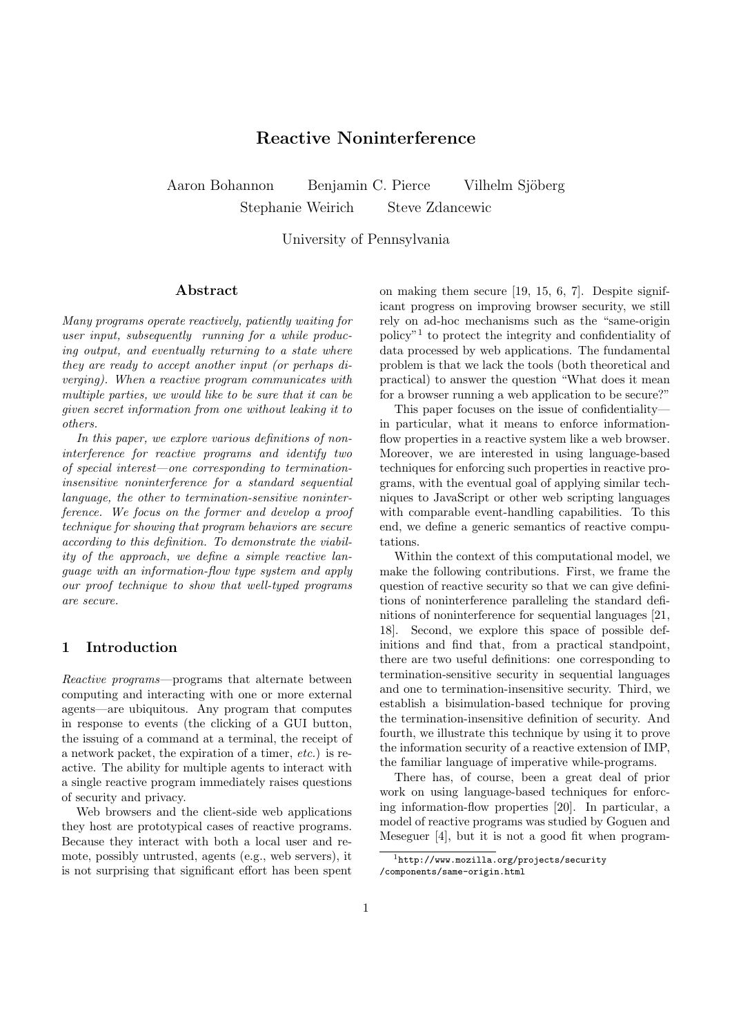# Reactive Noninterference

Aaron Bohannon Benjamin C. Pierce Vilhelm Sjöberg
Stephanie Weirich Steve Zdancewic

University of Pennsylvania

## Abstract

*Many programs operate reactively, patiently waiting for user input, subsequently running for a while producing output, and eventually returning to a state where they are ready to accept another input (or perhaps diverging). When a reactive program communicates with multiple parties, we would like to be sure that it can be given secret information from one without leaking it to others.*

*In this paper, we explore various definitions of noninterference for reactive programs and identify two of special interest—one corresponding to termination-insensitive noninterference for a standard sequential language, the other to termination-sensitive noninterference. We focus on the former and develop a proof technique for showing that program behaviors are secure according to this definition. To demonstrate the viability of the approach, we define a simple reactive language with an information-flow type system and apply our proof technique to show that well-typed programs are secure.*

## 1 Introduction

*Reactive programs*—programs that alternate between computing and interacting with one or more external agents—are ubiquitous. Any program that computes in response to events (the clicking of a GUI button, the issuing of a command at a terminal, the receipt of a network packet, the expiration of a timer, *etc.*) is reactive. The ability for multiple agents to interact with a single reactive program immediately raises questions of security and privacy.

Web browsers and the client-side web applications they host are prototypical cases of reactive programs. Because they interact with both a local user and remote, possibly untrusted, agents (e.g., web servers), it is not surprising that significant effort has been spent on making them secure [19, 15, 6, 7]. Despite significant progress on improving browser security, we still rely on ad-hoc mechanisms such as the "same-origin policy"[1] to protect the integrity and confidentiality of data processed by web applications. The fundamental problem is that we lack the tools (both theoretical and practical) to answer the question "What does it mean for a browser running a web application to be secure?"

This paper focuses on the issue of confidentiality—in particular, what it means to enforce information-flow properties in a reactive system like a web browser. Moreover, we are interested in using language-based techniques for enforcing such properties in reactive programs, with the eventual goal of applying similar techniques to JavaScript or other web scripting languages with comparable event-handling capabilities. To this end, we define a generic semantics of reactive computations.

Within the context of this computational model, we make the following contributions. First, we frame the question of reactive security so that we can give definitions of noninterference paralleling the standard definitions of noninterference for sequential languages [21, 18]. Second, we explore this space of possible definitions and find that, from a practical standpoint, there are two useful definitions: one corresponding to termination-sensitive security in sequential languages and one to termination-insensitive security. Third, we establish a bisimulation-based technique for proving the termination-insensitive definition of security. And fourth, we illustrate this technique by using it to prove the information security of a reactive extension of IMP, the familiar language of imperative while-programs.

There has, of course, been a great deal of prior work on using language-based techniques for enforcing information-flow properties [20]. In particular, a model of reactive programs was studied by Goguen and Meseguer [4], but it is not a good fit when program-

[1] http://www.mozilla.org/projects/security/components/same-origin.html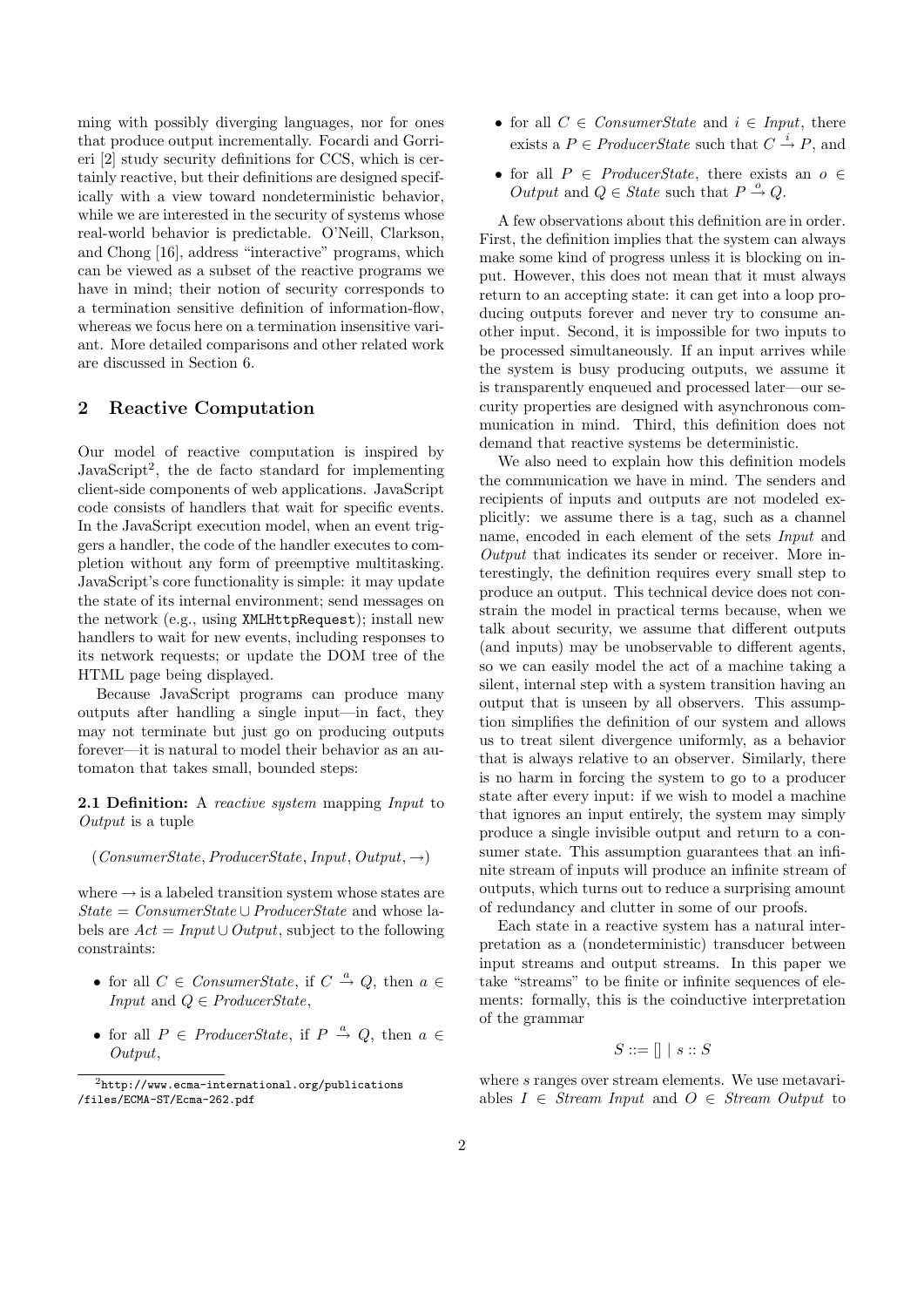ming with possibly diverging languages, nor for ones that produce output incrementally. Focardi and Gorrieri [2] study security definitions for CCS, which is certainly reactive, but their definitions are designed specifically with a view toward nondeterministic behavior, while we are interested in the security of systems whose real-world behavior is predictable. O'Neill, Clarkson, and Chong [16], address "interactive" programs, which can be viewed as a subset of the reactive programs we have in mind; their notion of security corresponds to a termination sensitive definition of information-flow, whereas we focus here on a termination insensitive variant. More detailed comparisons and other related work are discussed in Section 6.

## 2 Reactive Computation

Our model of reactive computation is inspired by JavaScript[2], the de facto standard for implementing client-side components of web applications. JavaScript code consists of handlers that wait for specific events. In the JavaScript execution model, when an event triggers a handler, the code of the handler executes to completion without any form of preemptive multitasking. JavaScript's core functionality is simple: it may update the state of its internal environment; send messages on the network (e.g., using `XMLHttpRequest`); install new handlers to wait for new events, including responses to its network requests; or update the DOM tree of the HTML page being displayed.

Because JavaScript programs can produce many outputs after handling a single input—in fact, they may not terminate but just go on producing outputs forever—it is natural to model their behavior as an automaton that takes small, bounded steps:

**2.1 Definition:** A *reactive system* mapping *Input* to *Output* is a tuple

$$(\mathit{ConsumerState}, \mathit{ProducerState}, \mathit{Input}, \mathit{Output}, \rightarrow)$$

where $\rightarrow$ is a labeled transition system whose states are $\mathit{State} = \mathit{ConsumerState} \cup \mathit{ProducerState}$ and whose labels are $\mathit{Act} = \mathit{Input} \cup \mathit{Output}$, subject to the following constraints:

- for all $C \in \mathit{ConsumerState}$, if $C \xrightarrow{a} Q$, then $a \in \mathit{Input}$ and $Q \in \mathit{ProducerState}$,
- for all $P \in \mathit{ProducerState}$, if $P \xrightarrow{a} Q$, then $a \in \mathit{Output}$,
- for all $C \in \mathit{ConsumerState}$ and $i \in \mathit{Input}$, there exists a $P \in \mathit{ProducerState}$ such that $C \xrightarrow{i} P$, and
- for all $P \in \mathit{ProducerState}$, there exists an $o \in \mathit{Output}$ and $Q \in \mathit{State}$ such that $P \xrightarrow{o} Q$.

A few observations about this definition are in order. First, the definition implies that the system can always make some kind of progress unless it is blocking on input. However, this does not mean that it must always return to an accepting state: it can get into a loop producing outputs forever and never try to consume another input. Second, it is impossible for two inputs to be processed simultaneously. If an input arrives while the system is busy producing outputs, we assume it is transparently enqueued and processed later—our security properties are designed with asynchronous communication in mind. Third, this definition does not demand that reactive systems be deterministic.

We also need to explain how this definition models the communication we have in mind. The senders and recipients of inputs and outputs are not modeled explicitly: we assume there is a tag, such as a channel name, encoded in each element of the sets *Input* and *Output* that indicates its sender or receiver. More interestingly, the definition requires every small step to produce an output. This technical device does not constrain the model in practical terms because, when we talk about security, we assume that different outputs (and inputs) may be unobservable to different agents, so we can easily model the act of a machine taking a silent, internal step with a system transition having an output that is unseen by all observers. This assumption simplifies the definition of our system and allows us to treat silent divergence uniformly, as a behavior that is always relative to an observer. Similarly, there is no harm in forcing the system to go to a producer state after every input: if we wish to model a machine that ignores an input entirely, the system may simply produce a single invisible output and return to a consumer state. This assumption guarantees that an infinite stream of inputs will produce an infinite stream of outputs, which turns out to reduce a surprising amount of redundancy and clutter in some of our proofs.

Each state in a reactive system has a natural interpretation as a (nondeterministic) transducer between input streams and output streams. In this paper we take "streams" to be finite or infinite sequences of elements: formally, this is the coinductive interpretation of the grammar

$$S ::= [] \mid s :: S$$

where $s$ ranges over stream elements. We use metavariables $I \in \mathit{Stream}\ \mathit{Input}$ and $O \in \mathit{Stream}\ \mathit{Output}$ to

[2] http://www.ecma-international.org/publications/files/ECMA-ST/Ecma-262.pdf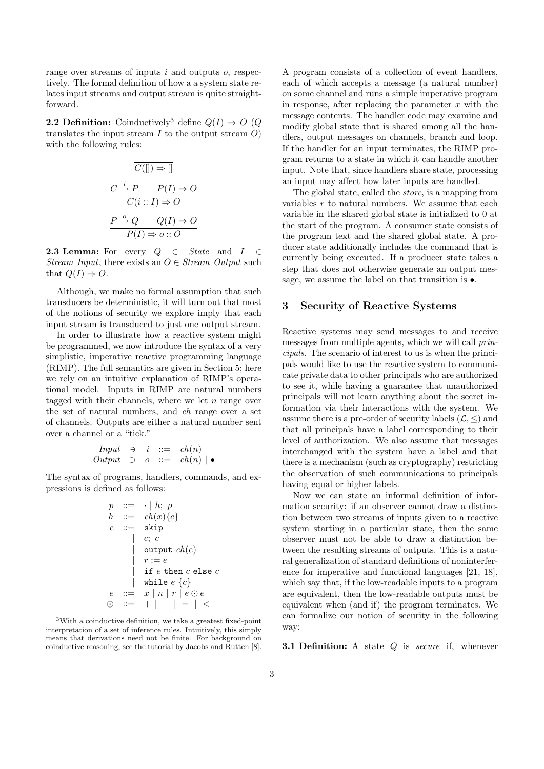range over streams of inputs $i$ and outputs $o$, respectively. The formal definition of how a a system state relates input streams and output stream is quite straightforward.

**2.2 Definition:** Coinductively[3] define $Q(I) \Rightarrow O$ ($Q$ translates the input stream $I$ to the output stream $O$) with the following rules:

$$\frac{}{C([]) \Rightarrow []}$$

$$\frac{C \xrightarrow{i} P \qquad P(I) \Rightarrow O}{C(i :: I) \Rightarrow O}$$

$$\frac{P \xrightarrow{o} Q \qquad Q(I) \Rightarrow O}{P(I) \Rightarrow o :: O}$$

**2.3 Lemma:** For every $Q \in$ *State* and $I \in$ *Stream Input*, there exists an $O \in$ *Stream Output* such that $Q(I) \Rightarrow O$.

Although, we make no formal assumption that such transducers be deterministic, it will turn out that most of the notions of security we explore imply that each input stream is transduced to just one output stream.

In order to illustrate how a reactive system might be programmed, we now introduce the syntax of a very simplistic, imperative reactive programming language (RIMP). The full semantics are given in Section 5; here we rely on an intuitive explanation of RIMP's operational model. Inputs in RIMP are natural numbers tagged with their channels, where we let $n$ range over the set of natural numbers, and $ch$ range over a set of channels. Outputs are either a natural number sent over a channel or a "tick."

$$\begin{array}{lcll} \mathit{Input} & \ni & i & ::= \ ch(n) \\ \mathit{Output} & \ni & o & ::= \ ch(n) \mid \bullet \end{array}$$

The syntax of programs, handlers, commands, and expressions is defined as follows:

$$\begin{array}{rcl} p & ::= & \cdot \mid h;\ p \\ h & ::= & ch(x)\{c\} \\ c & ::= & \texttt{skip} \\ & \mid & c;\ c \\ & \mid & \texttt{output}\ ch(e) \\ & \mid & r := e \\ & \mid & \texttt{if}\ e\ \texttt{then}\ c\ \texttt{else}\ c \\ & \mid & \texttt{while}\ e\ \{c\} \\ e & ::= & x \mid n \mid r \mid e \odot e \\ \odot & ::= & + \mid - \mid = \mid < \end{array}$$

[3] With a coinductive definition, we take a greatest fixed-point interpretation of a set of inference rules. Intuitively, this simply means that derivations need not be finite. For background on coinductive reasoning, see the tutorial by Jacobs and Rutten [8].

A program consists of a collection of event handlers, each of which accepts a message (a natural number) on some channel and runs a simple imperative program in response, after replacing the parameter $x$ with the message contents. The handler code may examine and modify global state that is shared among all the handlers, output messages on channels, branch and loop. If the handler for an input terminates, the RIMP program returns to a state in which it can handle another input. Note that, since handlers share state, processing an input may affect how later inputs are handled.

The global state, called the *store*, is a mapping from variables $r$ to natural numbers. We assume that each variable in the shared global state is initialized to 0 at the start of the program. A consumer state consists of the program text and the shared global state. A producer state additionally includes the command that is currently being executed. If a producer state takes a step that does not otherwise generate an output message, we assume the label on that transition is $\bullet$.

## 3 Security of Reactive Systems

Reactive systems may send messages to and receive messages from multiple agents, which we will call *principals*. The scenario of interest to us is when the principals would like to use the reactive system to communicate private data to other principals who are authorized to see it, while having a guarantee that unauthorized principals will not learn anything about the secret information via their interactions with the system. We assume there is a pre-order of security labels $(\mathcal{L}, \leq)$ and that all principals have a label corresponding to their level of authorization. We also assume that messages interchanged with the system have a label and that there is a mechanism (such as cryptography) restricting the observation of such communications to principals having equal or higher labels.

Now we can state an informal definition of information security: if an observer cannot draw a distinction between two streams of inputs given to a reactive system starting in a particular state, then the same observer must not be able to draw a distinction between the resulting streams of outputs. This is a natural generalization of standard definitions of noninterference for imperative and functional languages [21, 18], which say that, if the low-readable inputs to a program are equivalent, then the low-readable outputs must be equivalent when (and if) the program terminates. We can formalize our notion of security in the following way:

**3.1 Definition:** A state $Q$ is *secure* if, whenever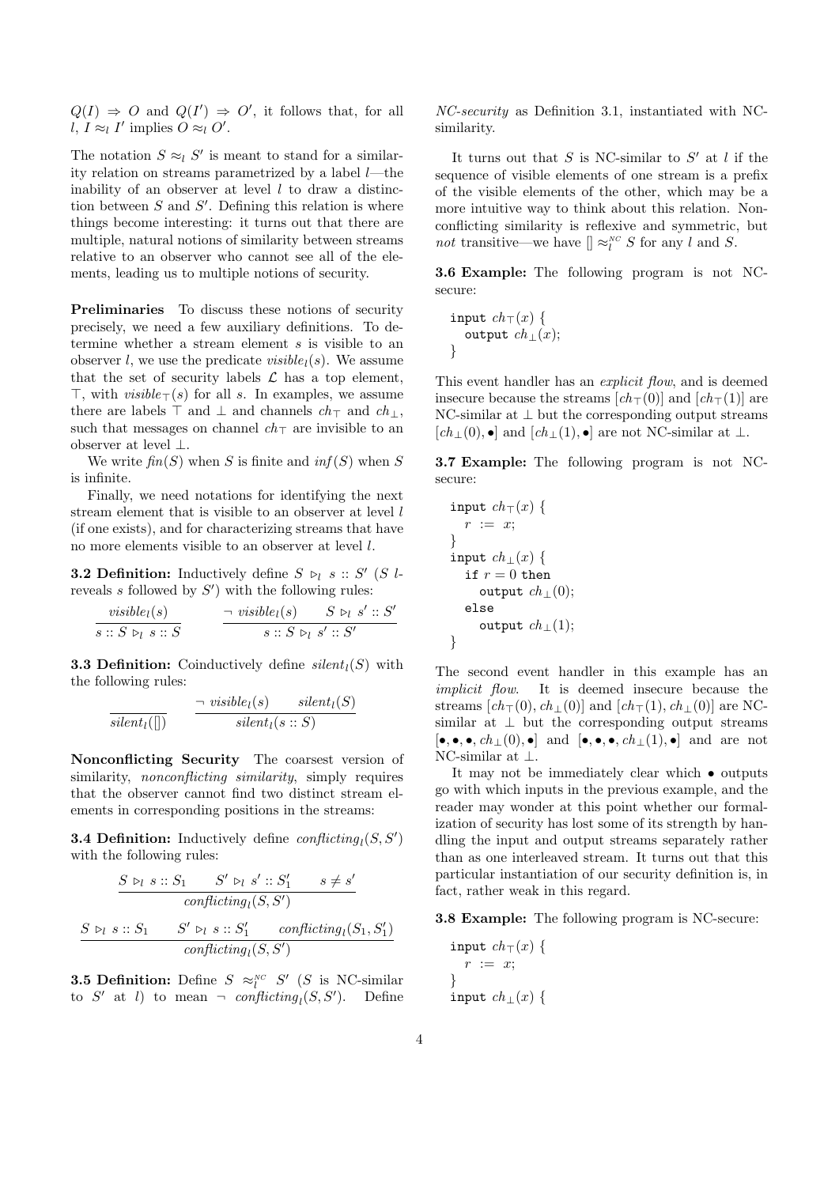$Q(I) \Rightarrow O$ and $Q(I') \Rightarrow O'$, it follows that, for all $l$, $I \approx_l I'$ implies $O \approx_l O'$.

The notation $S \approx_l S'$ is meant to stand for a similarity relation on streams parametrized by a label $l$—the inability of an observer at level $l$ to draw a distinction between $S$ and $S'$. Defining this relation is where things become interesting: it turns out that there are multiple, natural notions of similarity between streams relative to an observer who cannot see all of the elements, leading us to multiple notions of security.

**Preliminaries** To discuss these notions of security precisely, we need a few auxiliary definitions. To determine whether a stream element $s$ is visible to an observer $l$, we use the predicate $visible_l(s)$. We assume that the set of security labels $\mathcal{L}$ has a top element, $\top$, with $visible_\top(s)$ for all $s$. In examples, we assume there are labels $\top$ and $\bot$ and channels $ch_\top$ and $ch_\bot$, such that messages on channel $ch_\top$ are invisible to an observer at level $\bot$.

We write $fin(S)$ when $S$ is finite and $inf(S)$ when $S$ is infinite.

Finally, we need notations for identifying the next stream element that is visible to an observer at level $l$ (if one exists), and for characterizing streams that have no more elements visible to an observer at level $l$.

**3.2 Definition:** Inductively define $S \rhd_l s :: S'$ ($S$ $l$-reveals $s$ followed by $S'$) with the following rules:

$$\frac{visible_l(s)}{s :: S \rhd_l s :: S} \qquad \frac{\neg\ visible_l(s) \qquad S \rhd_l s' :: S'}{s :: S \rhd_l s' :: S'}$$

**3.3 Definition:** Coinductively define $silent_l(S)$ with the following rules:

$$\frac{}{silent_l([])} \qquad \frac{\neg\ visible_l(s) \qquad silent_l(S)}{silent_l(s :: S)}$$

**Nonconflicting Security** The coarsest version of similarity, *nonconflicting similarity*, simply requires that the observer cannot find two distinct stream elements in corresponding positions in the streams:

**3.4 Definition:** Inductively define $conflicting_l(S, S')$ with the following rules:

$$\frac{S \rhd_l s :: S_1 \qquad S' \rhd_l s' :: S'_1 \qquad s \neq s'}{conflicting_l(S, S')}$$

$$\frac{S \rhd_l s :: S_1 \qquad S' \rhd_l s :: S'_1 \qquad conflicting_l(S_1, S'_1)}{conflicting_l(S, S')}$$

**3.5 Definition:** Define $S \approx_l^{NC} S'$ ($S$ is NC-similar to $S'$ at $l$) to mean $\neg\ conflicting_l(S, S')$. Define *NC-security* as Definition 3.1, instantiated with NC-similarity.

It turns out that $S$ is NC-similar to $S'$ at $l$ if the sequence of visible elements of one stream is a prefix of the visible elements of the other, which may be a more intuitive way to think about this relation. Nonconflicting similarity is reflexive and symmetric, but *not* transitive—we have $[] \approx_l^{NC} S$ for any $l$ and $S$.

**3.6 Example:** The following program is not NC-secure:

```
input ch⊤(x) {
  output ch⊥(x);
}
```

This event handler has an *explicit flow*, and is deemed insecure because the streams $[ch_\top(0)]$ and $[ch_\top(1)]$ are NC-similar at $\bot$ but the corresponding output streams $[ch_\bot(0), \bullet]$ and $[ch_\bot(1), \bullet]$ are not NC-similar at $\bot$.

**3.7 Example:** The following program is not NC-secure:

```
input ch⊤(x) {
  r := x;
}
input ch⊥(x) {
  if r = 0 then
    output ch⊥(0);
  else
    output ch⊥(1);
}
```

The second event handler in this example has an *implicit flow*. It is deemed insecure because the streams $[ch_\top(0), ch_\bot(0)]$ and $[ch_\top(1), ch_\bot(0)]$ are NC-similar at $\bot$ but the corresponding output streams $[\bullet, \bullet, \bullet, ch_\bot(0), \bullet]$ and $[\bullet, \bullet, \bullet, ch_\bot(1), \bullet]$ and are not NC-similar at $\bot$.

It may not be immediately clear which $\bullet$ outputs go with which inputs in the previous example, and the reader may wonder at this point whether our formalization of security has lost some of its strength by handling the input and output streams separately rather than as one interleaved stream. It turns out that this particular instantiation of our security definition is, in fact, rather weak in this regard.

**3.8 Example:** The following program is NC-secure:

```
input ch⊤(x) {
  r := x;
}
input ch⊥(x) {
```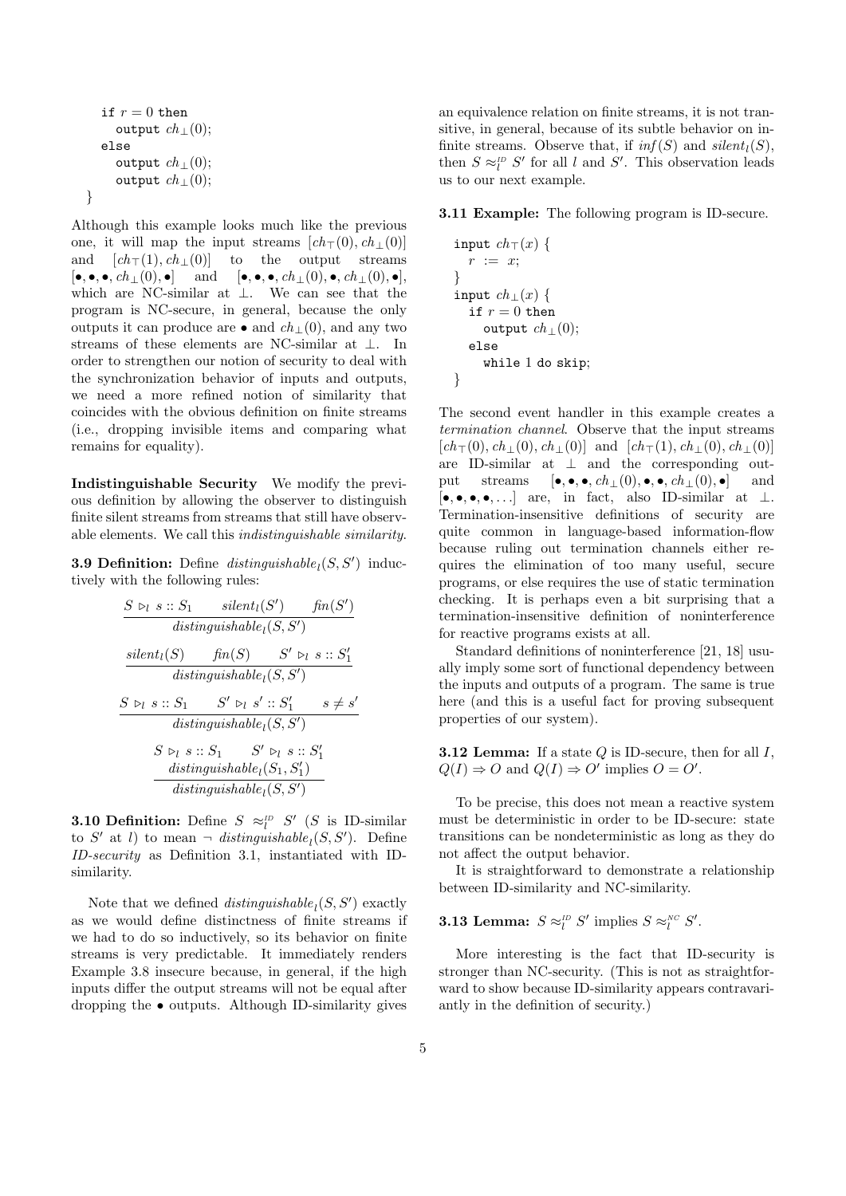```
  if r = 0 then
    output ch⊥(0);
  else
    output ch⊥(0);
    output ch⊥(0);
}
```

Although this example looks much like the previous one, it will map the input streams $[ch_\top(0), ch_\bot(0)]$ and $[ch_\top(1), ch_\bot(0)]$ to the output streams $[\bullet,\bullet,\bullet, ch_\bot(0),\bullet]$ and $[\bullet,\bullet,\bullet, ch_\bot(0),\bullet, ch_\bot(0),\bullet]$, which are NC-similar at $\bot$. We can see that the program is NC-secure, in general, because the only outputs it can produce are $\bullet$ and $ch_\bot(0)$, and any two streams of these elements are NC-similar at $\bot$. In order to strengthen our notion of security to deal with the synchronization behavior of inputs and outputs, we need a more refined notion of similarity that coincides with the obvious definition on finite streams (i.e., dropping invisible items and comparing what remains for equality).

**Indistinguishable Security** We modify the previous definition by allowing the observer to distinguish finite silent streams from streams that still have observable elements. We call this *indistinguishable similarity*.

**3.9 Definition:** Define $distinguishable_l(S, S')$ inductively with the following rules:

$$\frac{S \rhd_l s :: S_1 \qquad silent_l(S') \qquad fin(S')}{distinguishable_l(S, S')}$$

$$\frac{silent_l(S) \qquad fin(S) \qquad S' \rhd_l s :: S'_1}{distinguishable_l(S, S')}$$

$$\frac{S \rhd_l s :: S_1 \qquad S' \rhd_l s' :: S'_1 \qquad s \neq s'}{distinguishable_l(S, S')}$$

$$\frac{S \rhd_l s :: S_1 \qquad S' \rhd_l s :: S'_1 \qquad distinguishable_l(S_1, S'_1)}{distinguishable_l(S, S')}$$

**3.10 Definition:** Define $S \approx_l^{ID} S'$ ($S$ is ID-similar to $S'$ at $l$) to mean $\neg$ $distinguishable_l(S, S')$. Define *ID-security* as Definition 3.1, instantiated with ID-similarity.

Note that we defined $distinguishable_l(S, S')$ exactly as we would define distinctness of finite streams if we had to do so inductively, so its behavior on finite streams is very predictable. It immediately renders Example 3.8 insecure because, in general, if the high inputs differ the output streams will not be equal after dropping the $\bullet$ outputs. Although ID-similarity gives an equivalence relation on finite streams, it is not transitive, in general, because of its subtle behavior on infinite streams. Observe that, if $inf(S)$ and $silent_l(S)$, then $S \approx_l^{ID} S'$ for all $l$ and $S'$. This observation leads us to our next example.

**3.11 Example:** The following program is ID-secure.

```
input ch⊤(x) {
  r := x;
}
input ch⊥(x) {
  if r = 0 then
    output ch⊥(0);
  else
    while 1 do skip;
}
```

The second event handler in this example creates a *termination channel*. Observe that the input streams $[ch_\top(0), ch_\bot(0), ch_\bot(0)]$ and $[ch_\top(1), ch_\bot(0), ch_\bot(0)]$ are ID-similar at $\bot$ and the corresponding output streams $[\bullet,\bullet,\bullet, ch_\bot(0),\bullet,\bullet, ch_\bot(0),\bullet]$ and $[\bullet,\bullet,\bullet,\bullet,\ldots]$ are, in fact, also ID-similar at $\bot$. Termination-insensitive definitions of security are quite common in language-based information-flow because ruling out termination channels either requires the elimination of too many useful, secure programs, or else requires the use of static termination checking. It is perhaps even a bit surprising that a termination-insensitive definition of noninterference for reactive programs exists at all.

Standard definitions of noninterference [21, 18] usually imply some sort of functional dependency between the inputs and outputs of a program. The same is true here (and this is a useful fact for proving subsequent properties of our system).

**3.12 Lemma:** If a state $Q$ is ID-secure, then for all $I$, $Q(I) \Rightarrow O$ and $Q(I) \Rightarrow O'$ implies $O = O'$.

To be precise, this does not mean a reactive system must be deterministic in order to be ID-secure: state transitions can be nondeterministic as long as they do not affect the output behavior.

It is straightforward to demonstrate a relationship between ID-similarity and NC-similarity.

**3.13 Lemma:** $S \approx_l^{ID} S'$ implies $S \approx_l^{NC} S'$.

More interesting is the fact that ID-security is stronger than NC-security. (This is not as straightforward to show because ID-similarity appears contravariantly in the definition of security.)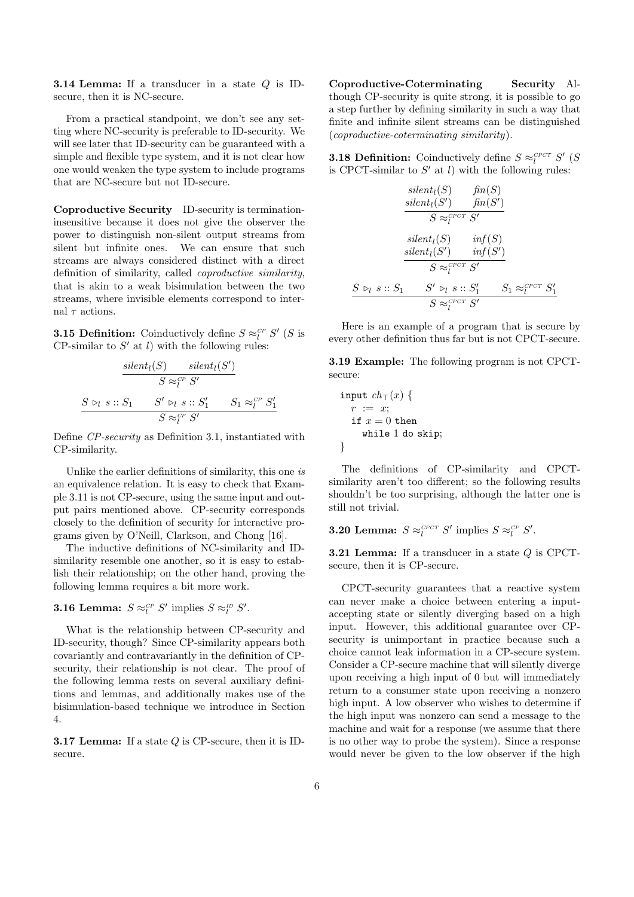**3.14 Lemma:** If a transducer in a state $Q$ is ID-secure, then it is NC-secure.

From a practical standpoint, we don't see any setting where NC-security is preferable to ID-security. We will see later that ID-security can be guaranteed with a simple and flexible type system, and it is not clear how one would weaken the type system to include programs that are NC-secure but not ID-secure.

**Coproductive Security** ID-security is termination-insensitive because it does not give the observer the power to distinguish non-silent output streams from silent but infinite ones. We can ensure that such streams are always considered distinct with a direct definition of similarity, called *coproductive similarity*, that is akin to a weak bisimulation between the two streams, where invisible elements correspond to internal $\tau$ actions.

**3.15 Definition:** Coinductively define $S \approx_l^{CP} S'$ ($S$ is CP-similar to $S'$ at $l$) with the following rules:

$$\frac{silent_l(S) \qquad silent_l(S')}{S \approx_l^{CP} S'}$$

$$\frac{S \rhd_l s :: S_1 \qquad S' \rhd_l s :: S_1' \qquad S_1 \approx_l^{CP} S_1'}{S \approx_l^{CP} S'}$$

Define *CP-security* as Definition 3.1, instantiated with CP-similarity.

Unlike the earlier definitions of similarity, this one *is* an equivalence relation. It is easy to check that Example 3.11 is not CP-secure, using the same input and output pairs mentioned above. CP-security corresponds closely to the definition of security for interactive programs given by O'Neill, Clarkson, and Chong [16].

The inductive definitions of NC-similarity and ID-similarity resemble one another, so it is easy to establish their relationship; on the other hand, proving the following lemma requires a bit more work.

**3.16 Lemma:** $S \approx_l^{CP} S'$ implies $S \approx_l^{ID} S'$.

What is the relationship between CP-security and ID-security, though? Since CP-similarity appears both covariantly and contravariantly in the definition of CP-security, their relationship is not clear. The proof of the following lemma rests on several auxiliary definitions and lemmas, and additionally makes use of the bisimulation-based technique we introduce in Section 4.

**3.17 Lemma:** If a state $Q$ is CP-secure, then it is ID-secure.

**Coproductive-Coterminating Security** Although CP-security is quite strong, it is possible to go a step further by defining similarity in such a way that finite and infinite silent streams can be distinguished (*coproductive-coterminating similarity*).

**3.18 Definition:** Coinductively define $S \approx_l^{CPCT} S'$ ($S$ is CPCT-similar to $S'$ at $l$) with the following rules:

$$\frac{\begin{array}{cc} silent_l(S) & fin(S) \\ silent_l(S') & fin(S') \end{array}}{S \approx_l^{CPCT} S'}$$

$$\frac{\begin{array}{cc} silent_l(S) & inf(S) \\ silent_l(S') & inf(S') \end{array}}{S \approx_l^{CPCT} S'}$$

$$\frac{S \rhd_l s :: S_1 \qquad S' \rhd_l s :: S_1' \qquad S_1 \approx_l^{CPCT} S_1'}{S \approx_l^{CPCT} S'}$$

Here is an example of a program that is secure by every other definition thus far but is not CPCT-secure.

**3.19 Example:** The following program is not CPCT-secure:

```
input ch⊤(x) {
  r := x;
  if x = 0 then
    while 1 do skip;
}
```

The definitions of CP-similarity and CPCT-similarity aren't too different; so the following results shouldn't be too surprising, although the latter one is still not trivial.

**3.20 Lemma:** $S \approx_l^{CPCT} S'$ implies $S \approx_l^{CP} S'$.

**3.21 Lemma:** If a transducer in a state $Q$ is CPCT-secure, then it is CP-secure.

CPCT-security guarantees that a reactive system can never make a choice between entering a input-accepting state or silently diverging based on a high input. However, this additional guarantee over CP-security is unimportant in practice because such a choice cannot leak information in a CP-secure system. Consider a CP-secure machine that will silently diverge upon receiving a high input of 0 but will immediately return to a consumer state upon receiving a nonzero high input. A low observer who wishes to determine if the high input was nonzero can send a message to the machine and wait for a response (we assume that there is no other way to probe the system). Since a response would never be given to the low observer if the high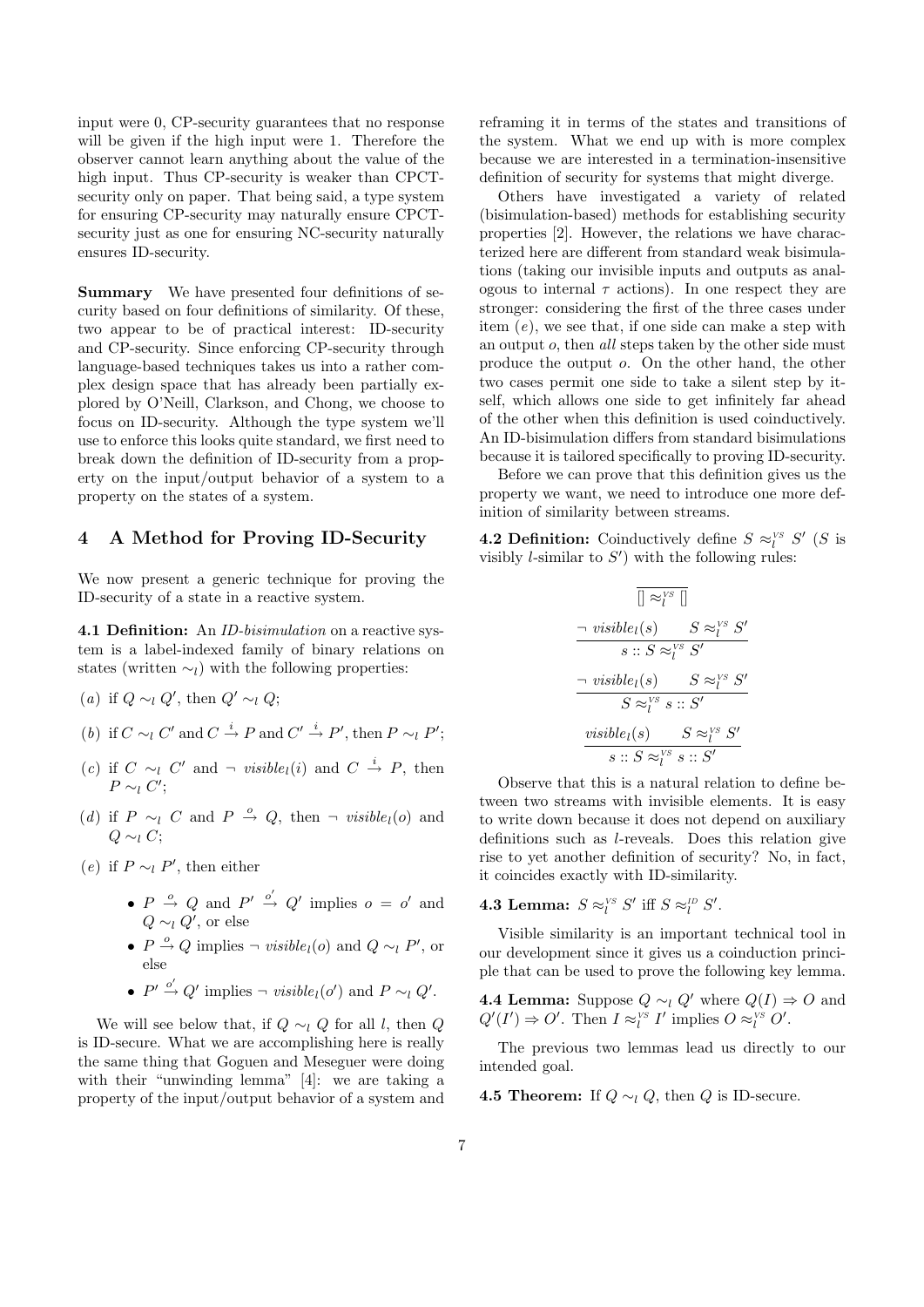input were 0, CP-security guarantees that no response will be given if the high input were 1. Therefore the observer cannot learn anything about the value of the high input. Thus CP-security is weaker than CPCT-security only on paper. That being said, a type system for ensuring CP-security may naturally ensure CPCT-security just as one for ensuring NC-security naturally ensures ID-security.

**Summary** We have presented four definitions of security based on four definitions of similarity. Of these, two appear to be of practical interest: ID-security and CP-security. Since enforcing CP-security through language-based techniques takes us into a rather complex design space that has already been partially explored by O'Neill, Clarkson, and Chong, we choose to focus on ID-security. Although the type system we'll use to enforce this looks quite standard, we first need to break down the definition of ID-security from a property on the input/output behavior of a system to a property on the states of a system.

## 4 A Method for Proving ID-Security

We now present a generic technique for proving the ID-security of a state in a reactive system.

**4.1 Definition:** An *ID-bisimulation* on a reactive system is a label-indexed family of binary relations on states (written $\sim_l$) with the following properties:

$(a)$ if $Q \sim_l Q'$, then $Q' \sim_l Q$;

$(b)$ if $C \sim_l C'$ and $C \xrightarrow{i} P$ and $C' \xrightarrow{i} P'$, then $P \sim_l P'$;

$(c)$ if $C \sim_l C'$ and $\neg\ visible_l(i)$ and $C \xrightarrow{i} P$, then $P \sim_l C'$;

$(d)$ if $P \sim_l C$ and $P \xrightarrow{o} Q$, then $\neg\ visible_l(o)$ and $Q \sim_l C$;

$(e)$ if $P \sim_l P'$, then either

- $P \xrightarrow{o} Q$ and $P' \xrightarrow{o'} Q'$ implies $o = o'$ and $Q \sim_l Q'$, or else
- $P \xrightarrow{o} Q$ implies $\neg\ visible_l(o)$ and $Q \sim_l P'$, or else
- $P' \xrightarrow{o'} Q'$ implies $\neg\ visible_l(o')$ and $P \sim_l Q'$.

We will see below that, if $Q \sim_l Q$ for all $l$, then $Q$ is ID-secure. What we are accomplishing here is really the same thing that Goguen and Meseguer were doing with their "unwinding lemma" [4]: we are taking a property of the input/output behavior of a system and reframing it in terms of the states and transitions of the system. What we end up with is more complex because we are interested in a termination-insensitive definition of security for systems that might diverge.

Others have investigated a variety of related (bisimulation-based) methods for establishing security properties [2]. However, the relations we have characterized here are different from standard weak bisimulations (taking our invisible inputs and outputs as analogous to internal $\tau$ actions). In one respect they are stronger: considering the first of the three cases under item $(e)$, we see that, if one side can make a step with an output $o$, then *all* steps taken by the other side must produce the output $o$. On the other hand, the other two cases permit one side to take a silent step by itself, which allows one side to get infinitely far ahead of the other when this definition is used coinductively. An ID-bisimulation differs from standard bisimulations because it is tailored specifically to proving ID-security.

Before we can prove that this definition gives us the property we want, we need to introduce one more definition of similarity between streams.

**4.2 Definition:** Coinductively define $S \approx_l^{VS} S'$ ($S$ is visibly $l$-similar to $S'$) with the following rules:

$$\frac{}{[] \approx_l^{VS} []}$$

$$\frac{\neg\ visible_l(s) \qquad S \approx_l^{VS} S'}{s :: S \approx_l^{VS} S'}$$

$$\frac{\neg\ visible_l(s) \qquad S \approx_l^{VS} S'}{S \approx_l^{VS} s :: S'}$$

$$\frac{visible_l(s) \qquad S \approx_l^{VS} S'}{s :: S \approx_l^{VS} s :: S'}$$

Observe that this is a natural relation to define between two streams with invisible elements. It is easy to write down because it does not depend on auxiliary definitions such as $l$-reveals. Does this relation give rise to yet another definition of security? No, in fact, it coincides exactly with ID-similarity.

**4.3 Lemma:** $S \approx_l^{VS} S'$ iff $S \approx_l^{ID} S'$.

Visible similarity is an important technical tool in our development since it gives us a coinduction principle that can be used to prove the following key lemma.

**4.4 Lemma:** Suppose $Q \sim_l Q'$ where $Q(I) \Rightarrow O$ and $Q'(I') \Rightarrow O'$. Then $I \approx_l^{VS} I'$ implies $O \approx_l^{VS} O'$.

The previous two lemmas lead us directly to our intended goal.

**4.5 Theorem:** If $Q \sim_l Q$, then $Q$ is ID-secure.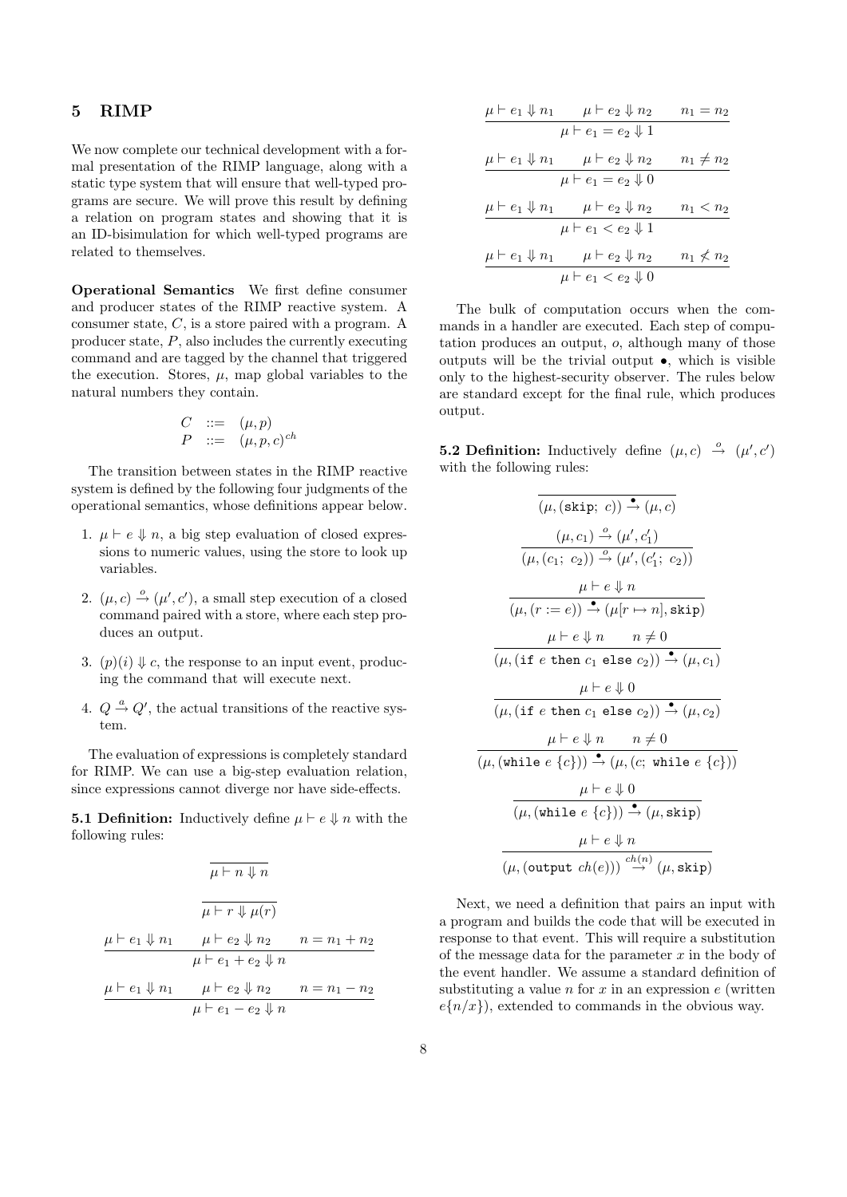## 5 RIMP

We now complete our technical development with a formal presentation of the RIMP language, along with a static type system that will ensure that well-typed programs are secure. We will prove this result by defining a relation on program states and showing that it is an ID-bisimulation for which well-typed programs are related to themselves.

**Operational Semantics** We first define consumer and producer states of the RIMP reactive system. A consumer state, $C$, is a store paired with a program. A producer state, $P$, also includes the currently executing command and are tagged by the channel that triggered the execution. Stores, $\mu$, map global variables to the natural numbers they contain.

$$
\begin{array}{rcl}
C & ::= & (\mu, p) \\
P & ::= & (\mu, p, c)^{ch}
\end{array}
$$

The transition between states in the RIMP reactive system is defined by the following four judgments of the operational semantics, whose definitions appear below.

1. $\mu \vdash e \Downarrow n$, a big step evaluation of closed expressions to numeric values, using the store to look up variables.
2. $(\mu, c) \xrightarrow{o} (\mu', c')$, a small step execution of a closed command paired with a store, where each step produces an output.
3. $(p)(i) \Downarrow c$, the response to an input event, producing the command that will execute next.
4. $Q \xrightarrow{a} Q'$, the actual transitions of the reactive system.

The evaluation of expressions is completely standard for RIMP. We can use a big-step evaluation relation, since expressions cannot diverge nor have side-effects.

**5.1 Definition:** Inductively define $\mu \vdash e \Downarrow n$ with the following rules:

$$\frac{}{\mu \vdash n \Downarrow n}$$

$$\frac{}{\mu \vdash r \Downarrow \mu(r)}$$

$$\frac{\mu \vdash e_1 \Downarrow n_1 \qquad \mu \vdash e_2 \Downarrow n_2 \qquad n = n_1 + n_2}{\mu \vdash e_1 + e_2 \Downarrow n}$$

$$\frac{\mu \vdash e_1 \Downarrow n_1 \qquad \mu \vdash e_2 \Downarrow n_2 \qquad n = n_1 - n_2}{\mu \vdash e_1 - e_2 \Downarrow n}$$

$$\frac{\mu \vdash e_1 \Downarrow n_1 \qquad \mu \vdash e_2 \Downarrow n_2 \qquad n_1 = n_2}{\mu \vdash e_1 = e_2 \Downarrow 1}$$

$$\frac{\mu \vdash e_1 \Downarrow n_1 \qquad \mu \vdash e_2 \Downarrow n_2 \qquad n_1 \neq n_2}{\mu \vdash e_1 = e_2 \Downarrow 0}$$

$$\frac{\mu \vdash e_1 \Downarrow n_1 \qquad \mu \vdash e_2 \Downarrow n_2 \qquad n_1 < n_2}{\mu \vdash e_1 < e_2 \Downarrow 1}$$

$$\frac{\mu \vdash e_1 \Downarrow n_1 \qquad \mu \vdash e_2 \Downarrow n_2 \qquad n_1 \not< n_2}{\mu \vdash e_1 < e_2 \Downarrow 0}$$

The bulk of computation occurs when the commands in a handler are executed. Each step of computation produces an output, $o$, although many of those outputs will be the trivial output $\bullet$, which is visible only to the highest-security observer. The rules below are standard except for the final rule, which produces output.

**5.2 Definition:** Inductively define $(\mu, c) \xrightarrow{o} (\mu', c')$ with the following rules:

$$\frac{}{(\mu, (\texttt{skip};\ c)) \xrightarrow{\bullet} (\mu, c)}$$

$$\frac{(\mu, c_1) \xrightarrow{o} (\mu', c_1')}{(\mu, (c_1;\ c_2)) \xrightarrow{o} (\mu', (c_1';\ c_2))}$$

$$\frac{\mu \vdash e \Downarrow n}{(\mu, (r := e)) \xrightarrow{\bullet} (\mu[r \mapsto n], \texttt{skip})}$$

$$\frac{\mu \vdash e \Downarrow n \qquad n \neq 0}{(\mu, (\texttt{if}\ e\ \texttt{then}\ c_1\ \texttt{else}\ c_2)) \xrightarrow{\bullet} (\mu, c_1)}$$

$$\frac{\mu \vdash e \Downarrow 0}{(\mu, (\texttt{if}\ e\ \texttt{then}\ c_1\ \texttt{else}\ c_2)) \xrightarrow{\bullet} (\mu, c_2)}$$

$$\frac{\mu \vdash e \Downarrow n \qquad n \neq 0}{(\mu, (\texttt{while}\ e\ \{c\})) \xrightarrow{\bullet} (\mu, (c;\ \texttt{while}\ e\ \{c\}))}$$

$$\frac{\mu \vdash e \Downarrow 0}{(\mu, (\texttt{while}\ e\ \{c\})) \xrightarrow{\bullet} (\mu, \texttt{skip})}$$

$$\frac{\mu \vdash e \Downarrow n}{(\mu, (\texttt{output}\ ch(e))) \xrightarrow{ch(n)} (\mu, \texttt{skip})}$$

Next, we need a definition that pairs an input with a program and builds the code that will be executed in response to that event. This will require a substitution of the message data for the parameter $x$ in the body of the event handler. We assume a standard definition of substituting a value $n$ for $x$ in an expression $e$ (written $e\{n/x\}$), extended to commands in the obvious way.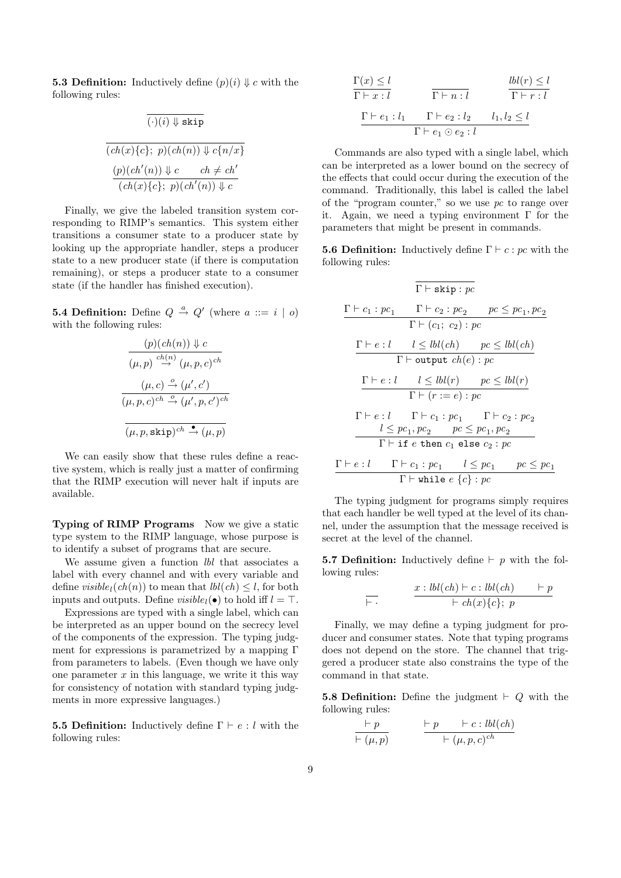**5.3 Definition:** Inductively define $(p)(i) \Downarrow c$ with the following rules:

$$\frac{}{(\cdot)(i) \Downarrow \texttt{skip}}$$

$$\frac{}{(ch(x)\{c\};\ p)(ch(n)) \Downarrow c\{n/x\}}$$

$$\frac{(p)(ch'(n)) \Downarrow c \qquad ch \neq ch'}{(ch(x)\{c\};\ p)(ch'(n)) \Downarrow c}$$

Finally, we give the labeled transition system corresponding to RIMP's semantics. This system either transitions a consumer state to a producer state by looking up the appropriate handler, steps a producer state to a new producer state (if there is computation remaining), or steps a producer state to a consumer state (if the handler has finished execution).

**5.4 Definition:** Define $Q \xrightarrow{a} Q'$ (where $a ::= i \mid o$) with the following rules:

$$\frac{(p)(ch(n)) \Downarrow c}{(\mu, p) \xrightarrow{ch(n)} (\mu, p, c)^{ch}}$$

$$\frac{(\mu, c) \xrightarrow{o} (\mu', c')}{(\mu, p, c)^{ch} \xrightarrow{o} (\mu', p, c')^{ch}}$$

$$\frac{}{(\mu, p, \texttt{skip})^{ch} \xrightarrow{\bullet} (\mu, p)}$$

We can easily show that these rules define a reactive system, which is really just a matter of confirming that the RIMP execution will never halt if inputs are available.

**Typing of RIMP Programs** Now we give a static type system to the RIMP language, whose purpose is to identify a subset of programs that are secure.

We assume given a function *lbl* that associates a label with every channel and with every variable and define $visible_l(ch(n))$ to mean that $lbl(ch) \leq l$, for both inputs and outputs. Define $visible_l(\bullet)$ to hold iff $l = \top$.

Expressions are typed with a single label, which can be interpreted as an upper bound on the secrecy level of the components of the expression. The typing judgment for expressions is parametrized by a mapping $\Gamma$ from parameters to labels. (Even though we have only one parameter $x$ in this language, we write it this way for consistency of notation with standard typing judgments in more expressive languages.)

**5.5 Definition:** Inductively define $\Gamma \vdash e : l$ with the following rules:

$$\frac{\Gamma(x) \leq l}{\Gamma \vdash x : l} \qquad \frac{}{\Gamma \vdash n : l} \qquad \frac{lbl(r) \leq l}{\Gamma \vdash r : l}$$

$$\frac{\Gamma \vdash e_1 : l_1 \qquad \Gamma \vdash e_2 : l_2 \qquad l_1, l_2 \leq l}{\Gamma \vdash e_1 \odot e_2 : l}$$

Commands are also typed with a single label, which can be interpreted as a lower bound on the secrecy of the effects that could occur during the execution of the command. Traditionally, this label is called the label of the "program counter," so we use $pc$ to range over it. Again, we need a typing environment $\Gamma$ for the parameters that might be present in commands.

**5.6 Definition:** Inductively define $\Gamma \vdash c : pc$ with the following rules:

$$\frac{}{\Gamma \vdash \texttt{skip} : pc}$$

$$\frac{\Gamma \vdash c_1 : pc_1 \qquad \Gamma \vdash c_2 : pc_2 \qquad pc \leq pc_1, pc_2}{\Gamma \vdash (c_1;\ c_2) : pc}$$

$$\frac{\Gamma \vdash e : l \qquad l \leq lbl(ch) \qquad pc \leq lbl(ch)}{\Gamma \vdash \texttt{output}\ ch(e) : pc}$$

$$\frac{\Gamma \vdash e : l \qquad l \leq lbl(r) \qquad pc \leq lbl(r)}{\Gamma \vdash (r := e) : pc}$$

$$\frac{\Gamma \vdash e : l \qquad \Gamma \vdash c_1 : pc_1 \qquad \Gamma \vdash c_2 : pc_2 \qquad l \leq pc_1, pc_2 \qquad pc \leq pc_1, pc_2}{\Gamma \vdash \texttt{if}\ e\ \texttt{then}\ c_1\ \texttt{else}\ c_2 : pc}$$

$$\frac{\Gamma \vdash e : l \qquad \Gamma \vdash c_1 : pc_1 \qquad l \leq pc_1 \qquad pc \leq pc_1}{\Gamma \vdash \texttt{while}\ e\ \{c\} : pc}$$

The typing judgment for programs simply requires that each handler be well typed at the level of its channel, under the assumption that the message received is secret at the level of the channel.

**5.7 Definition:** Inductively define $\vdash p$ with the following rules:

$$\frac{}{\vdash \cdot} \qquad \frac{x : lbl(ch) \vdash c : lbl(ch) \qquad \vdash p}{\vdash ch(x)\{c\};\ p}$$

Finally, we may define a typing judgment for producer and consumer states. Note that typing programs does not depend on the store. The channel that triggered a producer state also constrains the type of the command in that state.

**5.8 Definition:** Define the judgment $\vdash Q$ with the following rules:

$$\frac{\vdash p}{\vdash (\mu, p)} \qquad \frac{\vdash p \qquad \vdash c : lbl(ch)}{\vdash (\mu, p, c)^{ch}}$$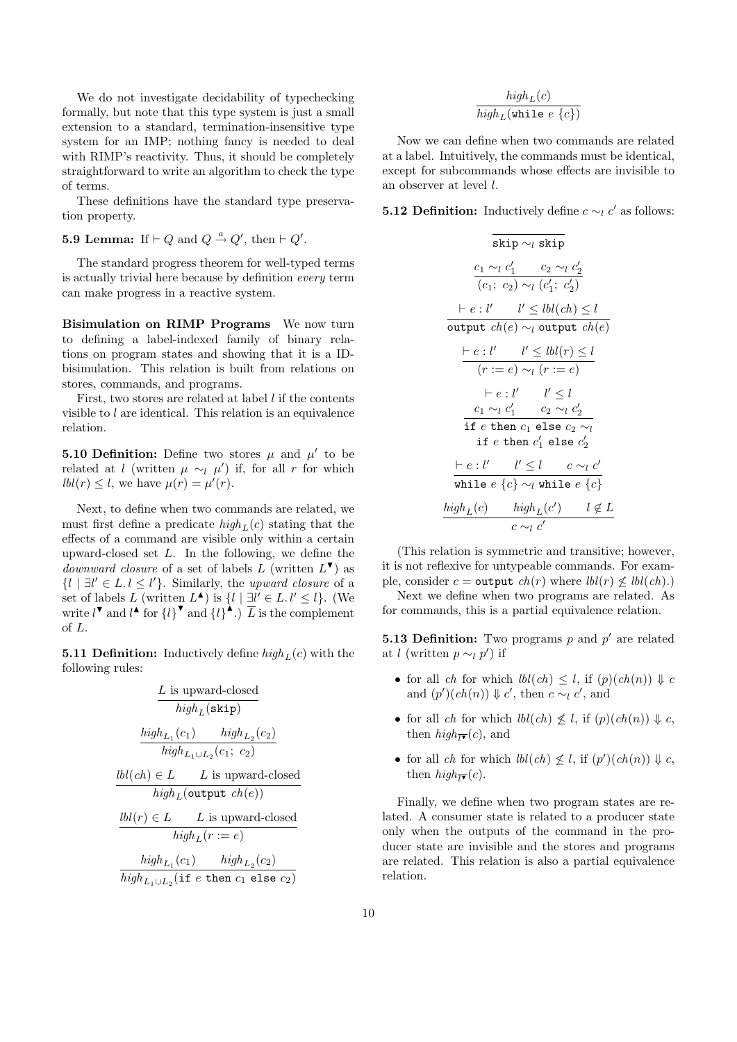We do not investigate decidability of typechecking formally, but note that this type system is just a small extension to a standard, termination-insensitive type system for an IMP; nothing fancy is needed to deal with RIMP's reactivity. Thus, it should be completely straightforward to write an algorithm to check the type of terms.

These definitions have the standard type preservation property.

**5.9 Lemma:** If $\vdash Q$ and $Q \xrightarrow{a} Q'$, then $\vdash Q'$.

The standard progress theorem for well-typed terms is actually trivial here because by definition *every* term can make progress in a reactive system.

**Bisimulation on RIMP Programs** We now turn to defining a label-indexed family of binary relations on program states and showing that it is a ID-bisimulation. This relation is built from relations on stores, commands, and programs.

First, two stores are related at label $l$ if the contents visible to $l$ are identical. This relation is an equivalence relation.

**5.10 Definition:** Define two stores $\mu$ and $\mu'$ to be related at $l$ (written $\mu \sim_l \mu'$) if, for all $r$ for which $lbl(r) \leq l$, we have $\mu(r) = \mu'(r)$.

Next, to define when two commands are related, we must first define a predicate $high_L(c)$ stating that the effects of a command are visible only within a certain upward-closed set $L$. In the following, we define the *downward closure* of a set of labels $L$ (written $L^{\blacktriangledown}$) as $\{l \mid \exists l' \in L.\, l \leq l'\}$. Similarly, the *upward closure* of a set of labels $L$ (written $L^{\blacktriangle}$) is $\{l \mid \exists l' \in L.\, l' \leq l\}$. (We write $l^{\blacktriangledown}$ and $l^{\blacktriangle}$ for $\{l\}^{\blacktriangledown}$ and $\{l\}^{\blacktriangle}$.) $\overline{L}$ is the complement of $L$.

**5.11 Definition:** Inductively define $high_L(c)$ with the following rules:

$$\frac{L \text{ is upward-closed}}{high_L(\texttt{skip})}$$

$$\frac{high_{L_1}(c_1) \qquad high_{L_2}(c_2)}{high_{L_1 \cup L_2}(c_1;\ c_2)}$$

$$\frac{lbl(ch) \in L \qquad L \text{ is upward-closed}}{high_L(\texttt{output } ch(e))}$$

$$\frac{lbl(r) \in L \qquad L \text{ is upward-closed}}{high_L(r := e)}$$

$$\frac{high_{L_1}(c_1) \qquad high_{L_2}(c_2)}{high_{L_1 \cup L_2}(\texttt{if } e \texttt{ then } c_1 \texttt{ else } c_2)}$$

$$\frac{high_L(c)}{high_L(\texttt{while } e\ \{c\})}$$

Now we can define when two commands are related at a label. Intuitively, the commands must be identical, except for subcommands whose effects are invisible to an observer at level $l$.

**5.12 Definition:** Inductively define $c \sim_l c'$ as follows:

$$\frac{}{\texttt{skip} \sim_l \texttt{skip}}$$

$$\frac{c_1 \sim_l c_1' \qquad c_2 \sim_l c_2'}{(c_1;\ c_2) \sim_l (c_1';\ c_2')}$$

$$\frac{\vdash e : l' \qquad l' \leq lbl(ch) \leq l}{\texttt{output } ch(e) \sim_l \texttt{output } ch(e)}$$

$$\frac{\vdash e : l' \qquad l' \leq lbl(r) \leq l}{(r := e) \sim_l (r := e)}$$

$$\frac{\vdash e : l' \qquad l' \leq l \qquad c_1 \sim_l c_1' \qquad c_2 \sim_l c_2'}{\texttt{if } e \texttt{ then } c_1 \texttt{ else } c_2 \sim_l \texttt{if } e \texttt{ then } c_1' \texttt{ else } c_2'}$$

$$\frac{\vdash e : l' \qquad l' \leq l \qquad c \sim_l c'}{\texttt{while } e\ \{c\} \sim_l \texttt{while } e\ \{c\}}$$

$$\frac{high_L(c) \qquad high_L(c') \qquad l \notin L}{c \sim_l c'}$$

(This relation is symmetric and transitive; however, it is not reflexive for untypeable commands. For example, consider $c = \texttt{output } ch(r)$ where $lbl(r) \not\leq lbl(ch)$.)

Next we define when two programs are related. As for commands, this is a partial equivalence relation.

**5.13 Definition:** Two programs $p$ and $p'$ are related at $l$ (written $p \sim_l p'$) if

- for all $ch$ for which $lbl(ch) \leq l$, if $(p)(ch(n)) \Downarrow c$ and $(p')(ch(n)) \Downarrow c'$, then $c \sim_l c'$, and
- for all $ch$ for which $lbl(ch) \not\leq l$, if $(p)(ch(n)) \Downarrow c$, then $high_{\overline{l^{\blacktriangledown}}}(c)$, and
- for all $ch$ for which $lbl(ch) \not\leq l$, if $(p')(ch(n)) \Downarrow c$, then $high_{\overline{l^{\blacktriangledown}}}(c)$.

Finally, we define when two program states are related. A consumer state is related to a producer state only when the outputs of the command in the producer state are invisible and the stores and programs are related. This relation is also a partial equivalence relation.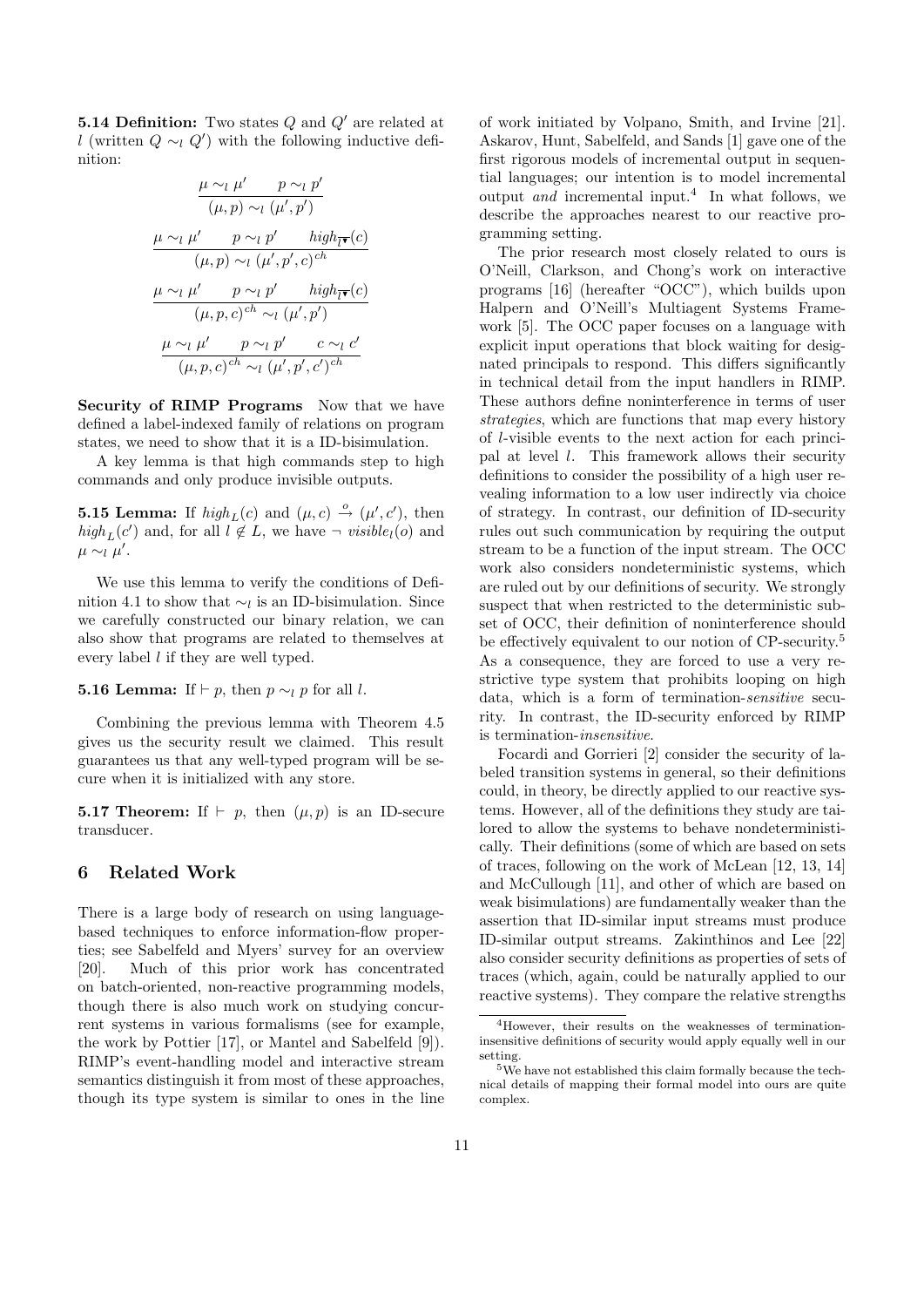**5.14 Definition:** Two states $Q$ and $Q'$ are related at $l$ (written $Q \sim_l Q'$) with the following inductive definition:

$$\frac{\mu \sim_l \mu' \qquad p \sim_l p'}{(\mu, p) \sim_l (\mu', p')}$$

$$\frac{\mu \sim_l \mu' \qquad p \sim_l p' \qquad high_{\overline{l\blacktriangledown}}(c)}{(\mu, p) \sim_l (\mu', p', c)^{ch}}$$

$$\frac{\mu \sim_l \mu' \qquad p \sim_l p' \qquad high_{\overline{l\blacktriangledown}}(c)}{(\mu, p, c)^{ch} \sim_l (\mu', p')}$$

$$\frac{\mu \sim_l \mu' \qquad p \sim_l p' \qquad c \sim_l c'}{(\mu, p, c)^{ch} \sim_l (\mu', p', c')^{ch}}$$

**Security of RIMP Programs** Now that we have defined a label-indexed family of relations on program states, we need to show that it is a ID-bisimulation.

A key lemma is that high commands step to high commands and only produce invisible outputs.

**5.15 Lemma:** If $high_L(c)$ and $(\mu, c) \xrightarrow{o} (\mu', c')$, then $high_L(c')$ and, for all $l \notin L$, we have $\neg\ visible_l(o)$ and $\mu \sim_l \mu'$.

We use this lemma to verify the conditions of Definition 4.1 to show that $\sim_l$ is an ID-bisimulation. Since we carefully constructed our binary relation, we can also show that programs are related to themselves at every label $l$ if they are well typed.

**5.16 Lemma:** If $\vdash p$, then $p \sim_l p$ for all $l$.

Combining the previous lemma with Theorem 4.5 gives us the security result we claimed. This result guarantees us that any well-typed program will be secure when it is initialized with any store.

**5.17 Theorem:** If $\vdash p$, then $(\mu, p)$ is an ID-secure transducer.

## 6 Related Work

There is a large body of research on using language-based techniques to enforce information-flow properties; see Sabelfeld and Myers' survey for an overview [20]. Much of this prior work has concentrated on batch-oriented, non-reactive programming models, though there is also much work on studying concurrent systems in various formalisms (see for example, the work by Pottier [17], or Mantel and Sabelfeld [9]). RIMP's event-handling model and interactive stream semantics distinguish it from most of these approaches, though its type system is similar to ones in the line of work initiated by Volpano, Smith, and Irvine [21]. Askarov, Hunt, Sabelfeld, and Sands [1] gave one of the first rigorous models of incremental output in sequential languages; our intention is to model incremental output *and* incremental input.[4] In what follows, we describe the approaches nearest to our reactive programming setting.

The prior research most closely related to ours is O'Neill, Clarkson, and Chong's work on interactive programs [16] (hereafter "OCC"), which builds upon Halpern and O'Neill's Multiagent Systems Framework [5]. The OCC paper focuses on a language with explicit input operations that block waiting for designated principals to respond. This differs significantly in technical detail from the input handlers in RIMP. These authors define noninterference in terms of user *strategies*, which are functions that map every history of $l$-visible events to the next action for each principal at level $l$. This framework allows their security definitions to consider the possibility of a high user revealing information to a low user indirectly via choice of strategy. In contrast, our definition of ID-security rules out such communication by requiring the output stream to be a function of the input stream. The OCC work also considers nondeterministic systems, which are ruled out by our definitions of security. We strongly suspect that when restricted to the deterministic subset of OCC, their definition of noninterference should be effectively equivalent to our notion of CP-security.[5] As a consequence, they are forced to use a very restrictive type system that prohibits looping on high data, which is a form of termination-*sensitive* security. In contrast, the ID-security enforced by RIMP is termination-*insensitive*.

Focardi and Gorrieri [2] consider the security of labeled transition systems in general, so their definitions could, in theory, be directly applied to our reactive systems. However, all of the definitions they study are tailored to allow the systems to behave nondeterministically. Their definitions (some of which are based on sets of traces, following on the work of McLean [12, 13, 14] and McCullough [11], and other of which are based on weak bisimulations) are fundamentally weaker than the assertion that ID-similar input streams must produce ID-similar output streams. Zakinthinos and Lee [22] also consider security definitions as properties of sets of traces (which, again, could be naturally applied to our reactive systems). They compare the relative strengths

[4] However, their results on the weaknesses of termination-insensitive definitions of security would apply equally well in our setting.

[5] We have not established this claim formally because the technical details of mapping their formal model into ours are quite complex.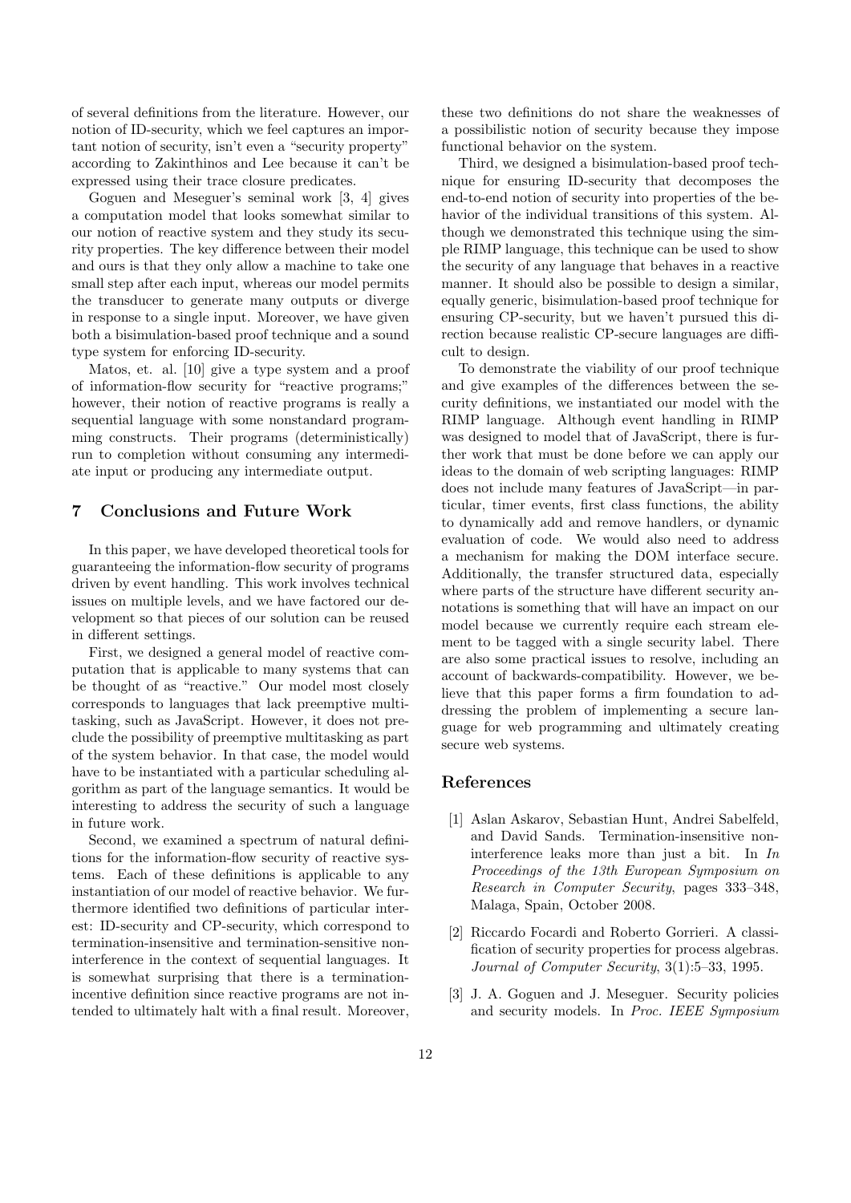of several definitions from the literature. However, our notion of ID-security, which we feel captures an important notion of security, isn't even a "security property" according to Zakinthinos and Lee because it can't be expressed using their trace closure predicates.

Goguen and Meseguer's seminal work [3, 4] gives a computation model that looks somewhat similar to our notion of reactive system and they study its security properties. The key difference between their model and ours is that they only allow a machine to take one small step after each input, whereas our model permits the transducer to generate many outputs or diverge in response to a single input. Moreover, we have given both a bisimulation-based proof technique and a sound type system for enforcing ID-security.

Matos, et. al. [10] give a type system and a proof of information-flow security for "reactive programs;" however, their notion of reactive programs is really a sequential language with some nonstandard programming constructs. Their programs (deterministically) run to completion without consuming any intermediate input or producing any intermediate output.

## 7 Conclusions and Future Work

In this paper, we have developed theoretical tools for guaranteeing the information-flow security of programs driven by event handling. This work involves technical issues on multiple levels, and we have factored our development so that pieces of our solution can be reused in different settings.

First, we designed a general model of reactive computation that is applicable to many systems that can be thought of as "reactive." Our model most closely corresponds to languages that lack preemptive multitasking, such as JavaScript. However, it does not preclude the possibility of preemptive multitasking as part of the system behavior. In that case, the model would have to be instantiated with a particular scheduling algorithm as part of the language semantics. It would be interesting to address the security of such a language in future work.

Second, we examined a spectrum of natural definitions for the information-flow security of reactive systems. Each of these definitions is applicable to any instantiation of our model of reactive behavior. We furthermore identified two definitions of particular interest: ID-security and CP-security, which correspond to termination-insensitive and termination-sensitive noninterference in the context of sequential languages. It is somewhat surprising that there is a termination-incentive definition since reactive programs are not intended to ultimately halt with a final result. Moreover, these two definitions do not share the weaknesses of a possibilistic notion of security because they impose functional behavior on the system.

Third, we designed a bisimulation-based proof technique for ensuring ID-security that decomposes the end-to-end notion of security into properties of the behavior of the individual transitions of this system. Although we demonstrated this technique using the simple RIMP language, this technique can be used to show the security of any language that behaves in a reactive manner. It should also be possible to design a similar, equally generic, bisimulation-based proof technique for ensuring CP-security, but we haven't pursued this direction because realistic CP-secure languages are difficult to design.

To demonstrate the viability of our proof technique and give examples of the differences between the security definitions, we instantiated our model with the RIMP language. Although event handling in RIMP was designed to model that of JavaScript, there is further work that must be done before we can apply our ideas to the domain of web scripting languages: RIMP does not include many features of JavaScript—in particular, timer events, first class functions, the ability to dynamically add and remove handlers, or dynamic evaluation of code. We would also need to address a mechanism for making the DOM interface secure. Additionally, the transfer structured data, especially where parts of the structure have different security annotations is something that will have an impact on our model because we currently require each stream element to be tagged with a single security label. There are also some practical issues to resolve, including an account of backwards-compatibility. However, we believe that this paper forms a firm foundation to addressing the problem of implementing a secure language for web programming and ultimately creating secure web systems.

## References

[1] Aslan Askarov, Sebastian Hunt, Andrei Sabelfeld, and David Sands. Termination-insensitive noninterference leaks more than just a bit. In *In Proceedings of the 13th European Symposium on Research in Computer Security*, pages 333–348, Malaga, Spain, October 2008.

[2] Riccardo Focardi and Roberto Gorrieri. A classification of security properties for process algebras. *Journal of Computer Security*, 3(1):5–33, 1995.

[3] J. A. Goguen and J. Meseguer. Security policies and security models. In *Proc. IEEE Symposium*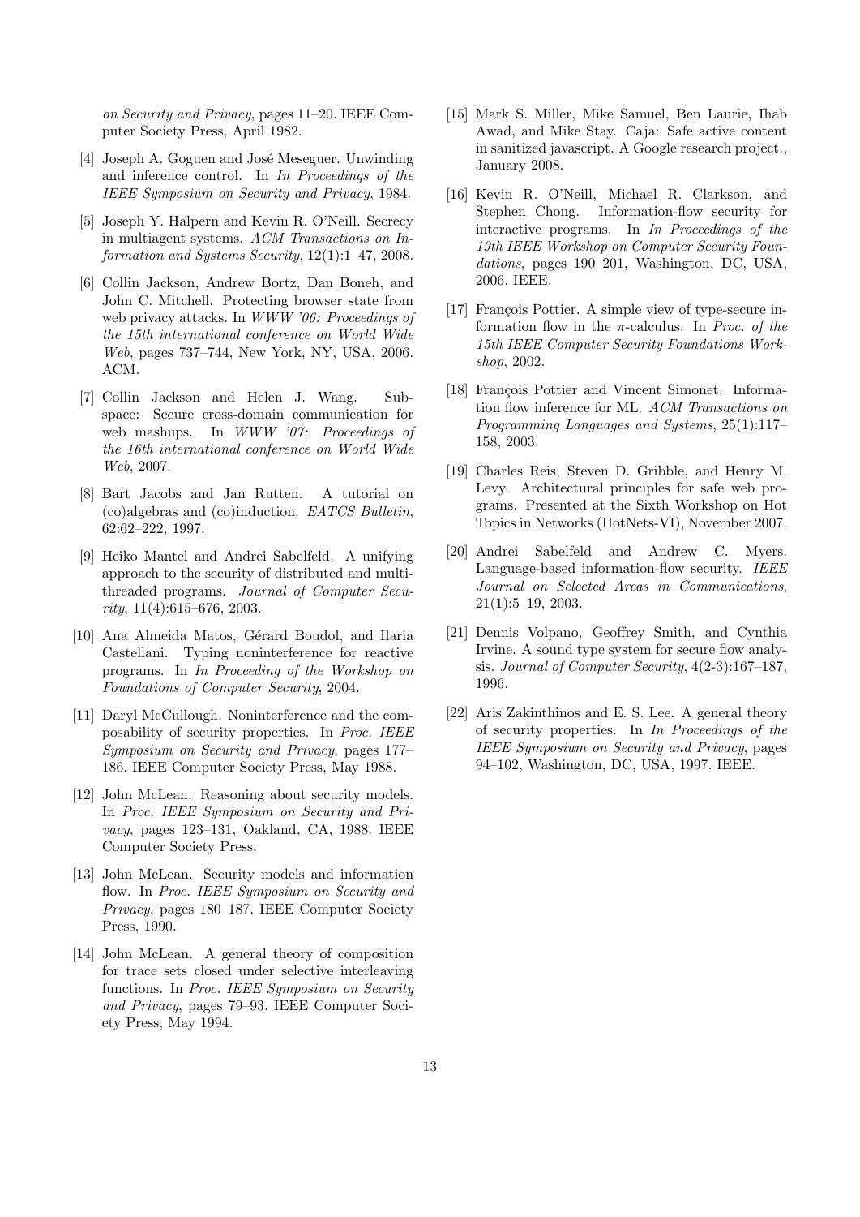*on Security and Privacy*, pages 11–20. IEEE Computer Society Press, April 1982.

[4] Joseph A. Goguen and José Meseguer. Unwinding and inference control. In *In Proceedings of the IEEE Symposium on Security and Privacy*, 1984.

[5] Joseph Y. Halpern and Kevin R. O'Neill. Secrecy in multiagent systems. *ACM Transactions on Information and Systems Security*, 12(1):1–47, 2008.

[6] Collin Jackson, Andrew Bortz, Dan Boneh, and John C. Mitchell. Protecting browser state from web privacy attacks. In *WWW '06: Proceedings of the 15th international conference on World Wide Web*, pages 737–744, New York, NY, USA, 2006. ACM.

[7] Collin Jackson and Helen J. Wang. Subspace: Secure cross-domain communication for web mashups. In *WWW '07: Proceedings of the 16th international conference on World Wide Web*, 2007.

[8] Bart Jacobs and Jan Rutten. A tutorial on (co)algebras and (co)induction. *EATCS Bulletin*, 62:62–222, 1997.

[9] Heiko Mantel and Andrei Sabelfeld. A unifying approach to the security of distributed and multi-threaded programs. *Journal of Computer Security*, 11(4):615–676, 2003.

[10] Ana Almeida Matos, Gérard Boudol, and Ilaria Castellani. Typing noninterference for reactive programs. In *In Proceeding of the Workshop on Foundations of Computer Security*, 2004.

[11] Daryl McCullough. Noninterference and the composability of security properties. In *Proc. IEEE Symposium on Security and Privacy*, pages 177–186. IEEE Computer Society Press, May 1988.

[12] John McLean. Reasoning about security models. In *Proc. IEEE Symposium on Security and Privacy*, pages 123–131, Oakland, CA, 1988. IEEE Computer Society Press.

[13] John McLean. Security models and information flow. In *Proc. IEEE Symposium on Security and Privacy*, pages 180–187. IEEE Computer Society Press, 1990.

[14] John McLean. A general theory of composition for trace sets closed under selective interleaving functions. In *Proc. IEEE Symposium on Security and Privacy*, pages 79–93. IEEE Computer Society Press, May 1994.

[15] Mark S. Miller, Mike Samuel, Ben Laurie, Ihab Awad, and Mike Stay. Caja: Safe active content in sanitized javascript. A Google research project., January 2008.

[16] Kevin R. O'Neill, Michael R. Clarkson, and Stephen Chong. Information-flow security for interactive programs. In *In Proceedings of the 19th IEEE Workshop on Computer Security Foundations*, pages 190–201, Washington, DC, USA, 2006. IEEE.

[17] François Pottier. A simple view of type-secure information flow in the $\pi$-calculus. In *Proc. of the 15th IEEE Computer Security Foundations Workshop*, 2002.

[18] François Pottier and Vincent Simonet. Information flow inference for ML. *ACM Transactions on Programming Languages and Systems*, 25(1):117–158, 2003.

[19] Charles Reis, Steven D. Gribble, and Henry M. Levy. Architectural principles for safe web programs. Presented at the Sixth Workshop on Hot Topics in Networks (HotNets-VI), November 2007.

[20] Andrei Sabelfeld and Andrew C. Myers. Language-based information-flow security. *IEEE Journal on Selected Areas in Communications*, 21(1):5–19, 2003.

[21] Dennis Volpano, Geoffrey Smith, and Cynthia Irvine. A sound type system for secure flow analysis. *Journal of Computer Security*, 4(2-3):167–187, 1996.

[22] Aris Zakinthinos and E. S. Lee. A general theory of security properties. In *In Proceedings of the IEEE Symposium on Security and Privacy*, pages 94–102, Washington, DC, USA, 1997. IEEE.